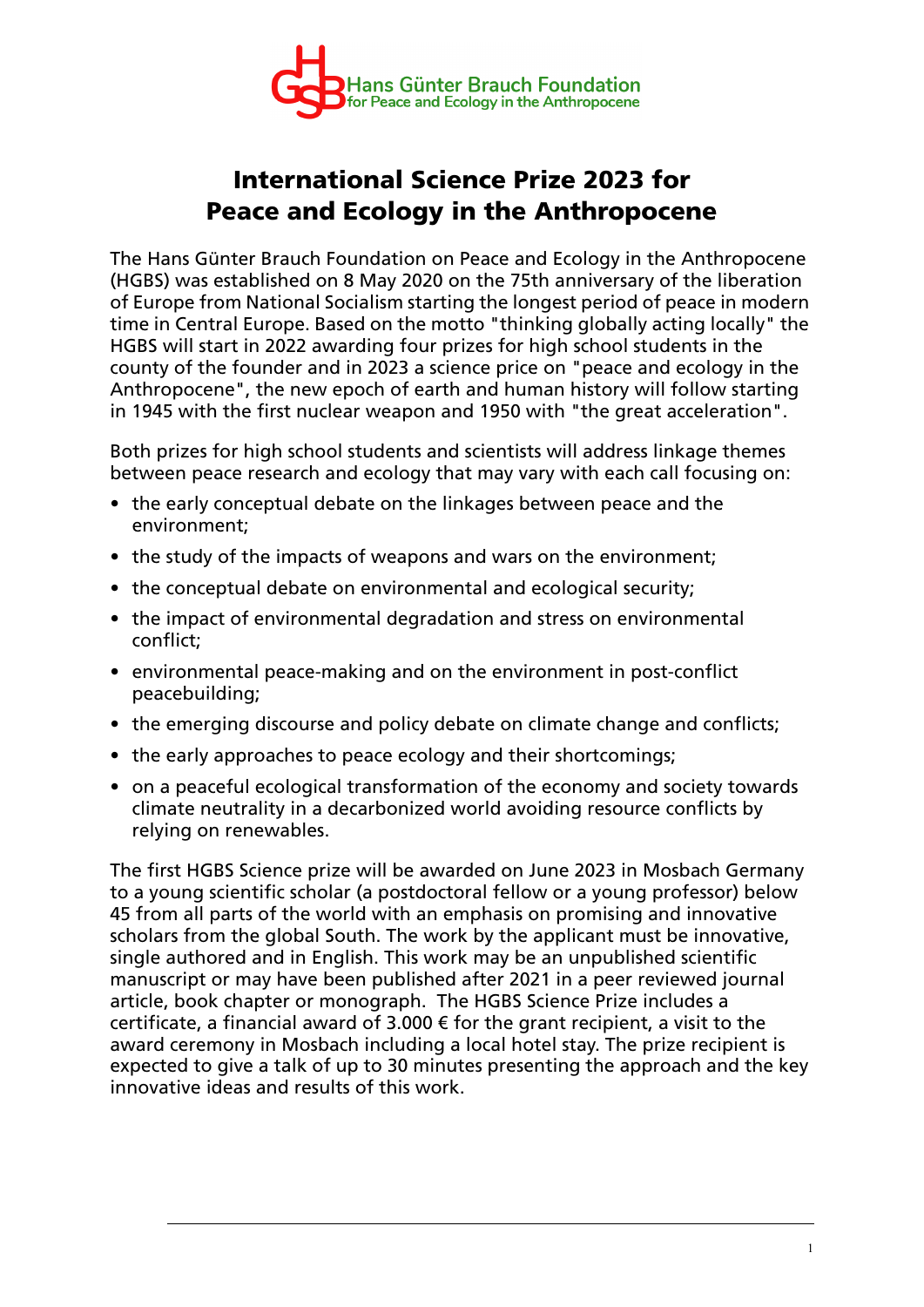Hans Günter Brauch Foundation
for Peace and Ecology in the Anthropocene

# International Science Prize 2023 for Peace and Ecology in the Anthropocene

The Hans Günter Brauch Foundation on Peace and Ecology in the Anthropocene (HGBS) was established on 8 May 2020 on the 75th anniversary of the liberation of Europe from National Socialism starting the longest period of peace in modern time in Central Europe. Based on the motto "thinking globally acting locally" the HGBS will start in 2022 awarding four prizes for high school students in the county of the founder and in 2023 a science price on "peace and ecology in the Anthropocene", the new epoch of earth and human history will follow starting in 1945 with the first nuclear weapon and 1950 with "the great acceleration".

Both prizes for high school students and scientists will address linkage themes between peace research and ecology that may vary with each call focusing on:

- the early conceptual debate on the linkages between peace and the environment;
- the study of the impacts of weapons and wars on the environment;
- the conceptual debate on environmental and ecological security;
- the impact of environmental degradation and stress on environmental conflict;
- environmental peace-making and on the environment in post-conflict peacebuilding;
- the emerging discourse and policy debate on climate change and conflicts;
- the early approaches to peace ecology and their shortcomings;
- on a peaceful ecological transformation of the economy and society towards climate neutrality in a decarbonized world avoiding resource conflicts by relying on renewables.

The first HGBS Science prize will be awarded on June 2023 in Mosbach Germany to a young scientific scholar (a postdoctoral fellow or a young professor) below 45 from all parts of the world with an emphasis on promising and innovative scholars from the global South. The work by the applicant must be innovative, single authored and in English. This work may be an unpublished scientific manuscript or may have been published after 2021 in a peer reviewed journal article, book chapter or monograph. The HGBS Science Prize includes a certificate, a financial award of 3.000 € for the grant recipient, a visit to the award ceremony in Mosbach including a local hotel stay. The prize recipient is expected to give a talk of up to 30 minutes presenting the approach and the key innovative ideas and results of this work.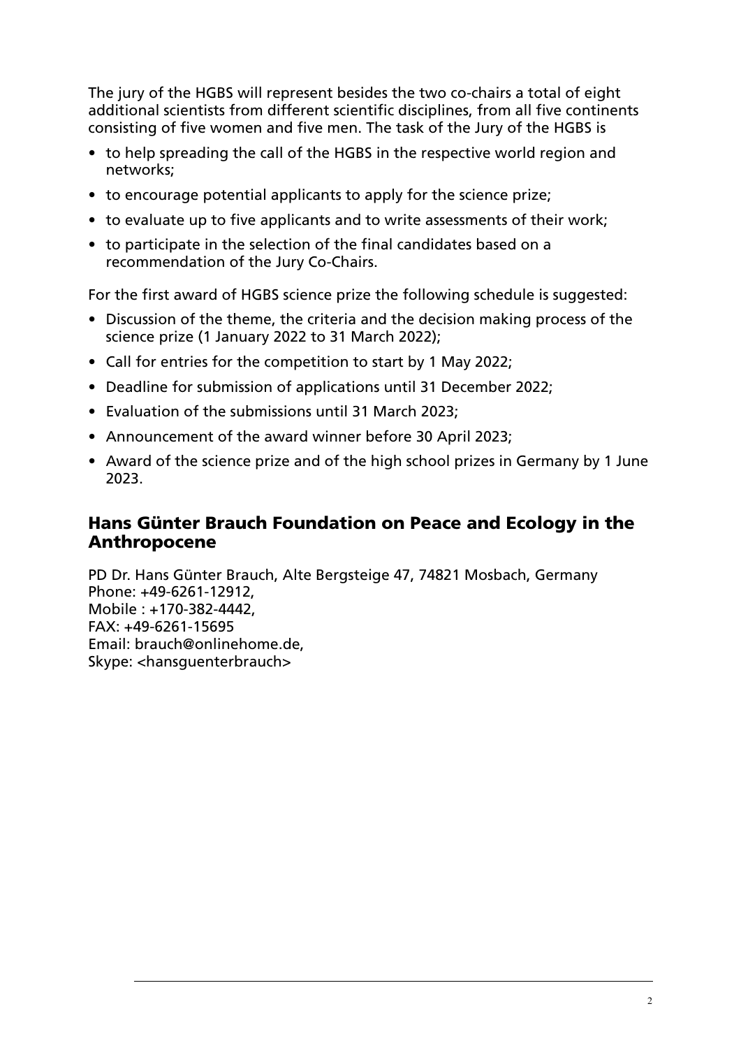The jury of the HGBS will represent besides the two co-chairs a total of eight additional scientists from different scientific disciplines, from all five continents consisting of five women and five men. The task of the Jury of the HGBS is

- to help spreading the call of the HGBS in the respective world region and networks;
- to encourage potential applicants to apply for the science prize;
- to evaluate up to five applicants and to write assessments of their work;
- to participate in the selection of the final candidates based on a recommendation of the Jury Co-Chairs.

For the first award of HGBS science prize the following schedule is suggested:

- Discussion of the theme, the criteria and the decision making process of the science prize (1 January 2022 to 31 March 2022);
- Call for entries for the competition to start by 1 May 2022;
- Deadline for submission of applications until 31 December 2022;
- Evaluation of the submissions until 31 March 2023;
- Announcement of the award winner before 30 April 2023;
- Award of the science prize and of the high school prizes in Germany by 1 June 2023.

## Hans Günter Brauch Foundation on Peace and Ecology in the Anthropocene

PD Dr. Hans Günter Brauch, Alte Bergsteige 47, 74821 Mosbach, Germany
Phone: +49-6261-12912,
Mobile : +170-382-4442,
FAX: +49-6261-15695
Email: brauch@onlinehome.de,
Skype: <hansguenterbrauch>